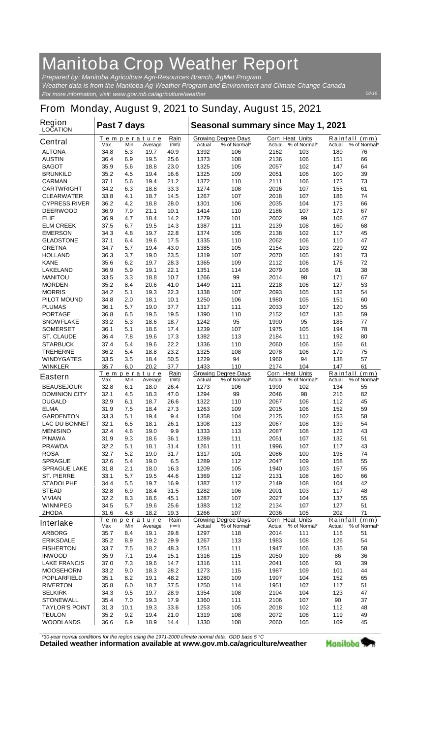# Manitoba Crop Weather Report

*Prepared by: Manitoba Agriculture Agri-Resources Branch, AgMet Program*
*Weather data is from the Manitoba Ag-Weather Program and Environment and Climate Change Canada*
*For more information, visit: www.gov.mb.ca/agriculture/weather*

08-16

## From Monday, August 9, 2021 to Sunday, August 15, 2021

| Region LOCATION | Past 7 days | | | | Seasonal summary since May 1, 2021 | | | | | |
|---|---|---|---|---|---|---|---|---|---|---|
| **Central** | Temperature | | | Rain | Growing Degree Days | | Corn Heat Units | | Rainfall (mm) | |
| | Max | Min | Average | (mm) | Actual | % of Normal* | Actual | % of Normal* | Actual | % of Normal* |
| ALTONA | 34.8 | 5.3 | 19.7 | 40.9 | 1392 | 106 | 2162 | 103 | 189 | 76 |
| AUSTIN | 36.4 | 6.9 | 19.5 | 25.6 | 1373 | 108 | 2136 | 106 | 151 | 66 |
| BAGOT | 35.9 | 5.6 | 18.8 | 23.0 | 1325 | 105 | 2057 | 102 | 147 | 64 |
| BRUNKILD | 35.2 | 4.5 | 19.4 | 16.6 | 1325 | 109 | 2051 | 106 | 100 | 39 |
| CARMAN | 37.1 | 5.6 | 19.4 | 21.2 | 1372 | 110 | 2111 | 106 | 173 | 73 |
| CARTWRIGHT | 34.2 | 6.3 | 18.8 | 33.3 | 1274 | 108 | 2016 | 107 | 155 | 61 |
| CLEARWATER | 33.8 | 4.1 | 18.7 | 14.5 | 1267 | 107 | 2018 | 107 | 186 | 74 |
| CYPRESS RIVER | 36.2 | 4.2 | 18.8 | 28.0 | 1301 | 106 | 2035 | 104 | 173 | 66 |
| DEERWOOD | 36.9 | 7.9 | 21.1 | 10.1 | 1414 | 110 | 2186 | 107 | 173 | 67 |
| ELIE | 36.9 | 4.7 | 18.4 | 14.2 | 1279 | 101 | 2002 | 99 | 108 | 47 |
| ELM CREEK | 37.5 | 6.7 | 19.5 | 14.3 | 1387 | 111 | 2139 | 108 | 160 | 68 |
| EMERSON | 34.3 | 4.8 | 19.7 | 22.8 | 1374 | 105 | 2138 | 102 | 117 | 45 |
| GLADSTONE | 37.1 | 6.4 | 19.6 | 17.5 | 1335 | 110 | 2062 | 106 | 110 | 47 |
| GRETNA | 34.7 | 5.7 | 19.4 | 43.0 | 1385 | 105 | 2154 | 103 | 229 | 92 |
| HOLLAND | 36.3 | 3.7 | 19.0 | 23.5 | 1319 | 107 | 2070 | 105 | 191 | 73 |
| KANE | 35.6 | 6.2 | 19.7 | 28.3 | 1365 | 109 | 2112 | 106 | 176 | 72 |
| LAKELAND | 36.9 | 5.9 | 19.1 | 22.1 | 1351 | 114 | 2079 | 108 | 91 | 38 |
| MANITOU | 33.5 | 3.3 | 18.8 | 10.7 | 1266 | 99 | 2014 | 98 | 171 | 67 |
| MORDEN | 35.2 | 8.4 | 20.6 | 41.0 | 1449 | 111 | 2218 | 106 | 127 | 53 |
| MORRIS | 34.2 | 5.1 | 19.3 | 22.3 | 1338 | 107 | 2093 | 105 | 132 | 54 |
| PILOT MOUND | 34.8 | 2.0 | 18.1 | 10.1 | 1250 | 106 | 1980 | 105 | 151 | 60 |
| PLUMAS | 36.1 | 5.7 | 19.0 | 37.7 | 1317 | 111 | 2033 | 107 | 120 | 55 |
| PORTAGE | 36.8 | 6.5 | 19.5 | 19.5 | 1390 | 110 | 2152 | 107 | 135 | 59 |
| SNOWFLAKE | 33.2 | 5.3 | 18.6 | 18.7 | 1242 | 95 | 1990 | 95 | 185 | 77 |
| SOMERSET | 36.1 | 5.1 | 18.6 | 17.4 | 1239 | 107 | 1975 | 105 | 194 | 78 |
| ST. CLAUDE | 36.4 | 7.8 | 19.6 | 17.3 | 1382 | 113 | 2184 | 111 | 192 | 80 |
| STARBUCK | 37.4 | 5.4 | 19.6 | 22.2 | 1336 | 110 | 2060 | 106 | 156 | 61 |
| TREHERNE | 36.2 | 5.4 | 18.8 | 23.2 | 1325 | 108 | 2078 | 106 | 179 | 75 |
| WINDYGATES | 33.5 | 3.5 | 18.4 | 50.5 | 1229 | 94 | 1960 | 94 | 138 | 57 |
| WINKLER | 35.7 | 6.0 | 20.2 | 37.7 | 1433 | 110 | 2174 | 104 | 147 | 61 |
| **Eastern** | Temperature | | | Rain | Growing Degree Days | | Corn Heat Units | | Rainfall (mm) | |
| | Max | Min | Average | (mm) | Actual | % of Normal* | Actual | % of Normal* | Actual | % of Normal* |
| BEAUSEJOUR | 32.8 | 6.1 | 18.0 | 26.4 | 1273 | 106 | 1990 | 102 | 134 | 55 |
| DOMINION CITY | 32.1 | 4.5 | 18.3 | 47.0 | 1294 | 99 | 2046 | 98 | 216 | 82 |
| DUGALD | 32.9 | 6.1 | 18.7 | 26.6 | 1322 | 110 | 2067 | 106 | 112 | 45 |
| ELMA | 31.9 | 7.5 | 18.4 | 27.3 | 1263 | 109 | 2015 | 106 | 152 | 59 |
| GARDENTON | 33.3 | 5.1 | 19.4 | 9.4 | 1358 | 104 | 2125 | 102 | 153 | 58 |
| LAC DU BONNET | 32.1 | 6.5 | 18.1 | 26.1 | 1308 | 113 | 2067 | 108 | 139 | 54 |
| MENISINO | 32.4 | 4.6 | 19.0 | 9.9 | 1333 | 113 | 2087 | 108 | 123 | 43 |
| PINAWA | 31.9 | 9.3 | 18.6 | 36.1 | 1289 | 111 | 2051 | 107 | 132 | 51 |
| PRAWDA | 32.2 | 5.1 | 18.1 | 31.4 | 1261 | 111 | 1996 | 107 | 117 | 43 |
| ROSA | 32.7 | 5.2 | 19.0 | 31.7 | 1317 | 101 | 2086 | 100 | 195 | 74 |
| SPRAGUE | 32.6 | 5.4 | 19.0 | 6.5 | 1289 | 112 | 2047 | 109 | 158 | 55 |
| SPRAGUE LAKE | 31.8 | 2.1 | 18.0 | 16.3 | 1209 | 105 | 1940 | 103 | 157 | 55 |
| ST. PIERRE | 33.1 | 5.7 | 19.5 | 44.6 | 1369 | 112 | 2131 | 108 | 160 | 66 |
| STADOLPHE | 34.4 | 5.5 | 19.7 | 16.9 | 1387 | 112 | 2149 | 108 | 104 | 42 |
| STEAD | 32.8 | 6.9 | 18.4 | 31.5 | 1282 | 106 | 2001 | 103 | 117 | 48 |
| VIVIAN | 32.2 | 8.3 | 18.6 | 45.1 | 1287 | 107 | 2027 | 104 | 137 | 55 |
| WINNIPEG | 34.5 | 5.7 | 19.6 | 25.6 | 1383 | 112 | 2134 | 107 | 127 | 51 |
| ZHODA | 31.6 | 4.8 | 18.2 | 19.3 | 1266 | 107 | 2036 | 105 | 202 | 71 |
| **Interlake** | Temperature | | | Rain | Growing Degree Days | | Corn Heat Units | | Rainfall (mm) | |
| | Max | Min | Average | (mm) | Actual | % of Normal* | Actual | % of Normal* | Actual | % of Normal* |
| ARBORG | 35.7 | 8.4 | 19.1 | 29.8 | 1297 | 118 | 2014 | 111 | 116 | 51 |
| ERIKSDALE | 35.2 | 8.9 | 19.2 | 29.9 | 1267 | 113 | 1983 | 108 | 126 | 54 |
| FISHERTON | 33.7 | 7.5 | 18.2 | 48.3 | 1251 | 111 | 1947 | 106 | 135 | 58 |
| INWOOD | 35.9 | 7.1 | 19.4 | 15.1 | 1316 | 115 | 2050 | 109 | 86 | 36 |
| LAKE FRANCIS | 37.0 | 7.3 | 19.6 | 14.7 | 1316 | 111 | 2041 | 106 | 93 | 39 |
| MOOSEHORN | 33.2 | 9.0 | 18.3 | 28.2 | 1273 | 115 | 1987 | 109 | 101 | 44 |
| POPLARFIELD | 35.1 | 8.2 | 19.1 | 48.2 | 1280 | 109 | 1997 | 104 | 152 | 65 |
| RIVERTON | 35.8 | 6.0 | 18.7 | 37.5 | 1250 | 114 | 1951 | 107 | 117 | 51 |
| SELKIRK | 34.3 | 9.5 | 19.7 | 28.9 | 1354 | 108 | 2104 | 104 | 123 | 47 |
| STONEWALL | 35.4 | 7.0 | 19.3 | 17.9 | 1360 | 111 | 2106 | 107 | 90 | 37 |
| TAYLOR'S POINT | 31.3 | 10.1 | 19.3 | 33.6 | 1253 | 105 | 2018 | 102 | 112 | 48 |
| TEULON | 35.2 | 9.2 | 19.4 | 21.0 | 1319 | 108 | 2072 | 106 | 119 | 49 |
| WOODLANDS | 36.6 | 6.9 | 18.9 | 14.4 | 1330 | 108 | 2060 | 105 | 109 | 45 |

*\*30-year normal conditions for the region using the 1971-2000 climate normal data. GDD base 5 °C*

**Detailed weather information available at www.gov.mb.ca/agriculture/weather**

Manitoba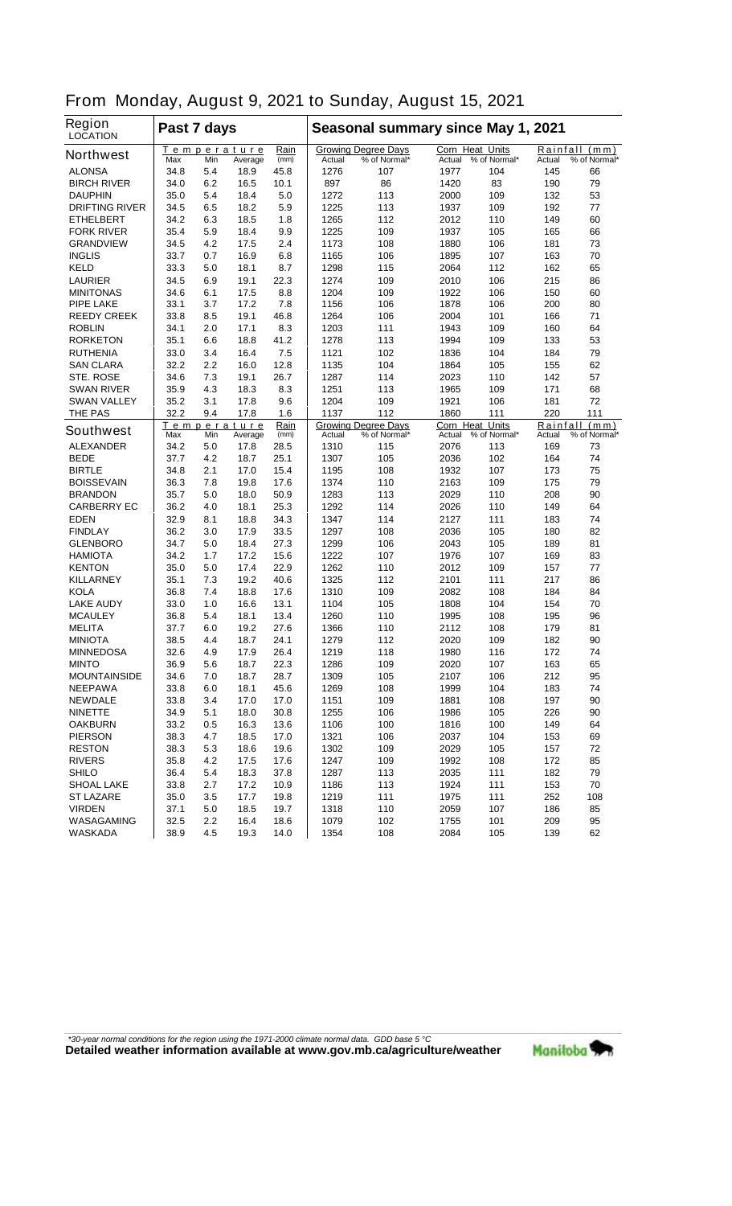# From Monday, August 9, 2021 to Sunday, August 15, 2021

| Region LOCATION | Past 7 days | | | | Seasonal summary since May 1, 2021 | | | | | |
|---|---|---|---|---|---|---|---|---|---|---|
| **Northwest** | Temperature Max | Temperature Min | Temperature Average | Rain (mm) | Growing Degree Days Actual | Growing Degree Days % of Normal* | Corn Heat Units Actual | Corn Heat Units % of Normal* | Rainfall (mm) Actual | Rainfall (mm) % of Normal* |
| ALONSA | 34.8 | 5.4 | 18.9 | 45.8 | 1276 | 107 | 1977 | 104 | 145 | 66 |
| BIRCH RIVER | 34.0 | 6.2 | 16.5 | 10.1 | 897 | 86 | 1420 | 83 | 190 | 79 |
| DAUPHIN | 35.0 | 5.4 | 18.4 | 5.0 | 1272 | 113 | 2000 | 109 | 132 | 53 |
| DRIFTING RIVER | 34.5 | 6.5 | 18.2 | 5.9 | 1225 | 113 | 1937 | 109 | 192 | 77 |
| ETHELBERT | 34.2 | 6.3 | 18.5 | 1.8 | 1265 | 112 | 2012 | 110 | 149 | 60 |
| FORK RIVER | 35.4 | 5.9 | 18.4 | 9.9 | 1225 | 109 | 1937 | 105 | 165 | 66 |
| GRANDVIEW | 34.5 | 4.2 | 17.5 | 2.4 | 1173 | 108 | 1880 | 106 | 181 | 73 |
| INGLIS | 33.7 | 0.7 | 16.9 | 6.8 | 1165 | 106 | 1895 | 107 | 163 | 70 |
| KELD | 33.3 | 5.0 | 18.1 | 8.7 | 1298 | 115 | 2064 | 112 | 162 | 65 |
| LAURIER | 34.5 | 6.9 | 19.1 | 22.3 | 1274 | 109 | 2010 | 106 | 215 | 86 |
| MINITONAS | 34.6 | 6.1 | 17.5 | 8.8 | 1204 | 109 | 1922 | 106 | 150 | 60 |
| PIPE LAKE | 33.1 | 3.7 | 17.2 | 7.8 | 1156 | 106 | 1878 | 106 | 200 | 80 |
| REEDY CREEK | 33.8 | 8.5 | 19.1 | 46.8 | 1264 | 106 | 2004 | 101 | 166 | 71 |
| ROBLIN | 34.1 | 2.0 | 17.1 | 8.3 | 1203 | 111 | 1943 | 109 | 160 | 64 |
| RORKETON | 35.1 | 6.6 | 18.8 | 41.2 | 1278 | 113 | 1994 | 109 | 133 | 53 |
| RUTHENIA | 33.0 | 3.4 | 16.4 | 7.5 | 1121 | 102 | 1836 | 104 | 184 | 79 |
| SAN CLARA | 32.2 | 2.2 | 16.0 | 12.8 | 1135 | 104 | 1864 | 105 | 155 | 62 |
| STE. ROSE | 34.6 | 7.3 | 19.1 | 26.7 | 1287 | 114 | 2023 | 110 | 142 | 57 |
| SWAN RIVER | 35.9 | 4.3 | 18.3 | 8.3 | 1251 | 113 | 1965 | 109 | 171 | 68 |
| SWAN VALLEY | 35.2 | 3.1 | 17.8 | 9.6 | 1204 | 109 | 1921 | 106 | 181 | 72 |
| THE PAS | 32.2 | 9.4 | 17.8 | 1.6 | 1137 | 112 | 1860 | 111 | 220 | 111 |
| **Southwest** | Temperature Max | Temperature Min | Temperature Average | Rain (mm) | Growing Degree Days Actual | Growing Degree Days % of Normal* | Corn Heat Units Actual | Corn Heat Units % of Normal* | Rainfall (mm) Actual | Rainfall (mm) % of Normal* |
| ALEXANDER | 34.2 | 5.0 | 17.8 | 28.5 | 1310 | 115 | 2076 | 113 | 169 | 73 |
| BEDE | 37.7 | 4.2 | 18.7 | 25.1 | 1307 | 105 | 2036 | 102 | 164 | 74 |
| BIRTLE | 34.8 | 2.1 | 17.0 | 15.4 | 1195 | 108 | 1932 | 107 | 173 | 75 |
| BOISSEVAIN | 36.3 | 7.8 | 19.8 | 17.6 | 1374 | 110 | 2163 | 109 | 175 | 79 |
| BRANDON | 35.7 | 5.0 | 18.0 | 50.9 | 1283 | 113 | 2029 | 110 | 208 | 90 |
| CARBERRY EC | 36.2 | 4.0 | 18.1 | 25.3 | 1292 | 114 | 2026 | 110 | 149 | 64 |
| EDEN | 32.9 | 8.1 | 18.8 | 34.3 | 1347 | 114 | 2127 | 111 | 183 | 74 |
| FINDLAY | 36.2 | 3.0 | 17.9 | 33.5 | 1297 | 108 | 2036 | 105 | 180 | 82 |
| GLENBORO | 34.7 | 5.0 | 18.4 | 27.3 | 1299 | 106 | 2043 | 105 | 189 | 81 |
| HAMIOTA | 34.2 | 1.7 | 17.2 | 15.6 | 1222 | 107 | 1976 | 107 | 169 | 83 |
| KENTON | 35.0 | 5.0 | 17.4 | 22.9 | 1262 | 110 | 2012 | 109 | 157 | 77 |
| KILLARNEY | 35.1 | 7.3 | 19.2 | 40.6 | 1325 | 112 | 2101 | 111 | 217 | 86 |
| KOLA | 36.8 | 7.4 | 18.8 | 17.6 | 1310 | 109 | 2082 | 108 | 184 | 84 |
| LAKE AUDY | 33.0 | 1.0 | 16.6 | 13.1 | 1104 | 105 | 1808 | 104 | 154 | 70 |
| MCAULEY | 36.8 | 5.4 | 18.1 | 13.4 | 1260 | 110 | 1995 | 108 | 195 | 96 |
| MELITA | 37.7 | 6.0 | 19.2 | 27.6 | 1366 | 110 | 2112 | 108 | 179 | 81 |
| MINIOTA | 38.5 | 4.4 | 18.7 | 24.1 | 1279 | 112 | 2020 | 109 | 182 | 90 |
| MINNEDOSA | 32.6 | 4.9 | 17.9 | 26.4 | 1219 | 118 | 1980 | 116 | 172 | 74 |
| MINTO | 36.9 | 5.6 | 18.7 | 22.3 | 1286 | 109 | 2020 | 107 | 163 | 65 |
| MOUNTAINSIDE | 34.6 | 7.0 | 18.7 | 28.7 | 1309 | 105 | 2107 | 106 | 212 | 95 |
| NEEPAWA | 33.8 | 6.0 | 18.1 | 45.6 | 1269 | 108 | 1999 | 104 | 183 | 74 |
| NEWDALE | 33.8 | 3.4 | 17.0 | 17.0 | 1151 | 109 | 1881 | 108 | 197 | 90 |
| NINETTE | 34.9 | 5.1 | 18.0 | 30.8 | 1255 | 106 | 1986 | 105 | 226 | 90 |
| OAKBURN | 33.2 | 0.5 | 16.3 | 13.6 | 1106 | 100 | 1816 | 100 | 149 | 64 |
| PIERSON | 38.3 | 4.7 | 18.5 | 17.0 | 1321 | 106 | 2037 | 104 | 153 | 69 |
| RESTON | 38.3 | 5.3 | 18.6 | 19.6 | 1302 | 109 | 2029 | 105 | 157 | 72 |
| RIVERS | 35.8 | 4.2 | 17.5 | 17.6 | 1247 | 109 | 1992 | 108 | 172 | 85 |
| SHILO | 36.4 | 5.4 | 18.3 | 37.8 | 1287 | 113 | 2035 | 111 | 182 | 79 |
| SHOAL LAKE | 33.8 | 2.7 | 17.2 | 10.9 | 1186 | 113 | 1924 | 111 | 153 | 70 |
| ST LAZARE | 35.0 | 3.5 | 17.7 | 19.8 | 1219 | 111 | 1975 | 111 | 252 | 108 |
| VIRDEN | 37.1 | 5.0 | 18.5 | 19.7 | 1318 | 110 | 2059 | 107 | 186 | 85 |
| WASAGAMING | 32.5 | 2.2 | 16.4 | 18.6 | 1079 | 102 | 1755 | 101 | 209 | 95 |
| WASKADA | 38.9 | 4.5 | 19.3 | 14.0 | 1354 | 108 | 2084 | 105 | 139 | 62 |

*30-year normal conditions for the region using the 1971-2000 climate normal data. GDD base 5 °C

**Detailed weather information available at www.gov.mb.ca/agriculture/weather**

Manitoba